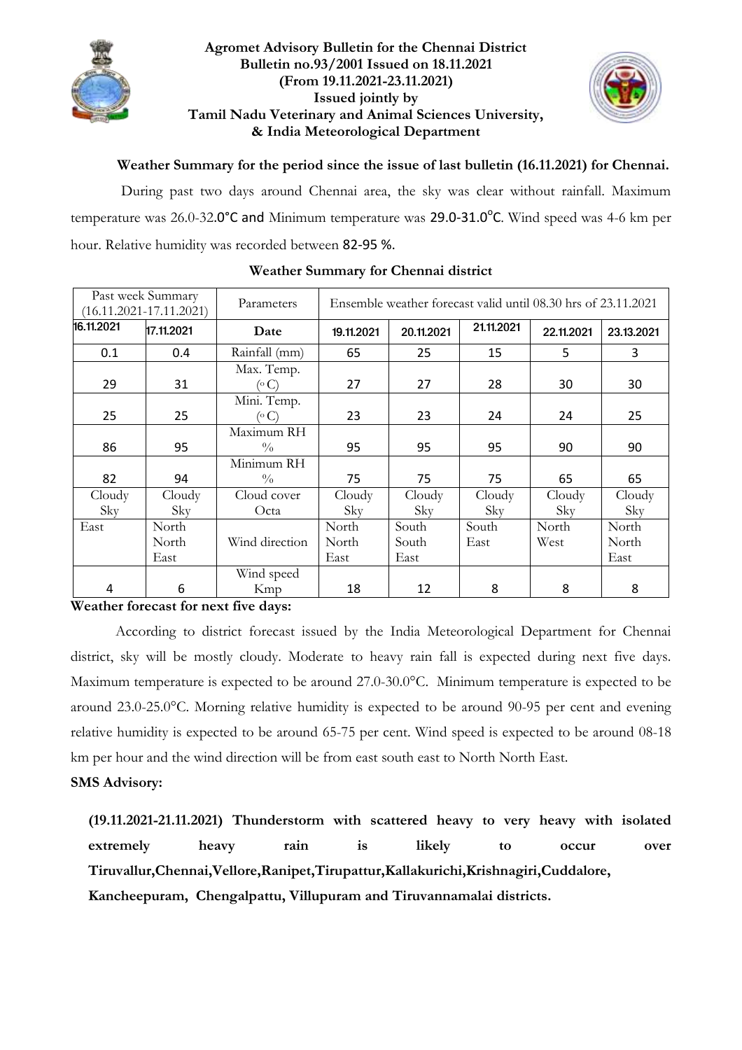**Agromet Advisory Bulletin for the Chennai District**
**Bulletin no.93/2001 Issued on 18.11.2021**
**(From 19.11.2021-23.11.2021)**
**Issued jointly by**
**Tamil Nadu Veterinary and Animal Sciences University,**
**& India Meteorological Department**

**Weather Summary for the period since the issue of last bulletin (16.11.2021) for Chennai.**

During past two days around Chennai area, the sky was clear without rainfall. Maximum temperature was 26.0-32.0°C and Minimum temperature was 29.0-31.0°C. Wind speed was 4-6 km per hour. Relative humidity was recorded between 82-95 %.

**Weather Summary for Chennai district**

| Past week Summary (16.11.2021-17.11.2021) | | Parameters | Ensemble weather forecast valid until 08.30 hrs of 23.11.2021 | | | | |
|---|---|---|---|---|---|---|---|
| 16.11.2021 | 17.11.2021 | Date | 19.11.2021 | 20.11.2021 | 21.11.2021 | 22.11.2021 | 23.13.2021 |
| 0.1 | 0.4 | Rainfall (mm) | 65 | 25 | 15 | 5 | 3 |
| 29 | 31 | Max. Temp. (°C) | 27 | 27 | 28 | 30 | 30 |
| 25 | 25 | Mini. Temp. (°C) | 23 | 23 | 24 | 24 | 25 |
| 86 | 95 | Maximum RH % | 95 | 95 | 95 | 90 | 90 |
| 82 | 94 | Minimum RH % | 75 | 75 | 75 | 65 | 65 |
| Cloudy Sky | Cloudy Sky | Cloud cover Octa | Cloudy Sky | Cloudy Sky | Cloudy Sky | Cloudy Sky | Cloudy Sky |
| East | North North East | Wind direction | North North East | South South East | South East | North West | North North East |
| 4 | 6 | Wind speed Kmp | 18 | 12 | 8 | 8 | 8 |

**Weather forecast for next five days:**

According to district forecast issued by the India Meteorological Department for Chennai district, sky will be mostly cloudy. Moderate to heavy rain fall is expected during next five days. Maximum temperature is expected to be around 27.0-30.0°C. Minimum temperature is expected to be around 23.0-25.0°C. Morning relative humidity is expected to be around 90-95 per cent and evening relative humidity is expected to be around 65-75 per cent. Wind speed is expected to be around 08-18 km per hour and the wind direction will be from east south east to North North East.

**SMS Advisory:**

**(19.11.2021-21.11.2021) Thunderstorm with scattered heavy to very heavy with isolated extremely heavy rain is likely to occur over Tiruvallur,Chennai,Vellore,Ranipet,Tirupattur,Kallakurichi,Krishnagiri,Cuddalore, Kancheepuram, Chengalpattu, Villupuram and Tiruvannamalai districts.**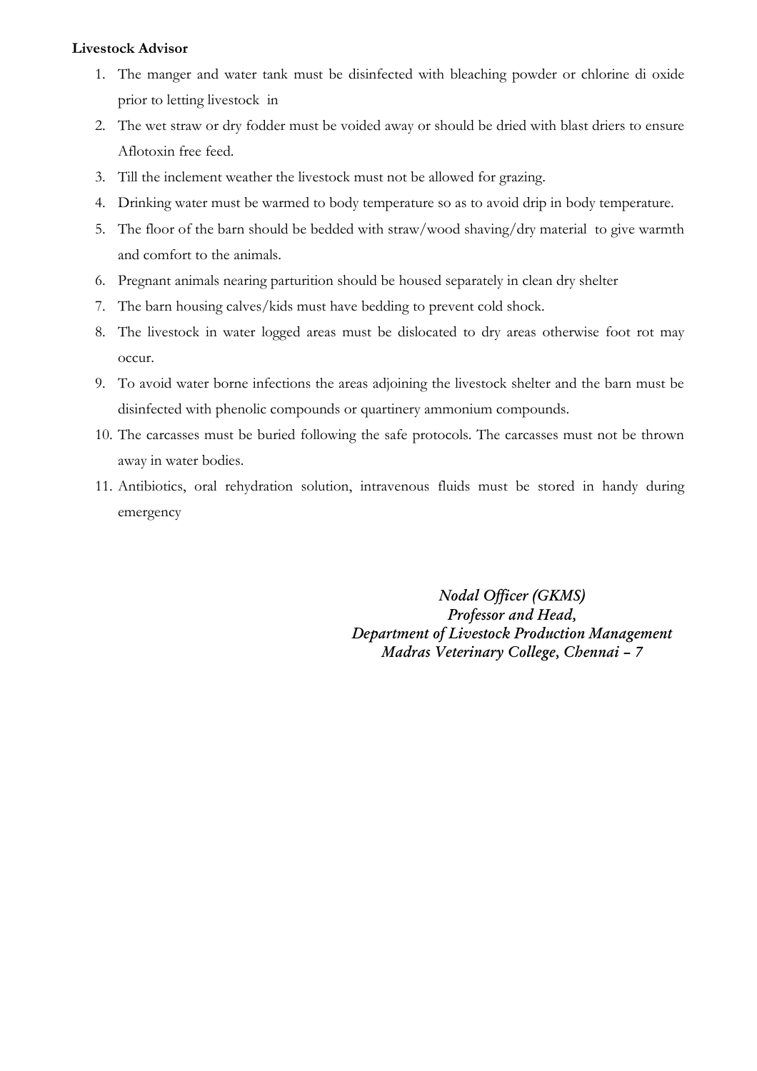**Livestock Advisor**

1. The manger and water tank must be disinfected with bleaching powder or chlorine di oxide prior to letting livestock in
2. The wet straw or dry fodder must be voided away or should be dried with blast driers to ensure Aflotoxin free feed.
3. Till the inclement weather the livestock must not be allowed for grazing.
4. Drinking water must be warmed to body temperature so as to avoid drip in body temperature.
5. The floor of the barn should be bedded with straw/wood shaving/dry material to give warmth and comfort to the animals.
6. Pregnant animals nearing parturition should be housed separately in clean dry shelter
7. The barn housing calves/kids must have bedding to prevent cold shock.
8. The livestock in water logged areas must be dislocated to dry areas otherwise foot rot may occur.
9. To avoid water borne infections the areas adjoining the livestock shelter and the barn must be disinfected with phenolic compounds or quartinery ammonium compounds.
10. The carcasses must be buried following the safe protocols. The carcasses must not be thrown away in water bodies.
11. Antibiotics, oral rehydration solution, intravenous fluids must be stored in handy during emergency

*Nodal Officer (GKMS)*
*Professor and Head,*
*Department of Livestock Production Management*
*Madras Veterinary College, Chennai – 7*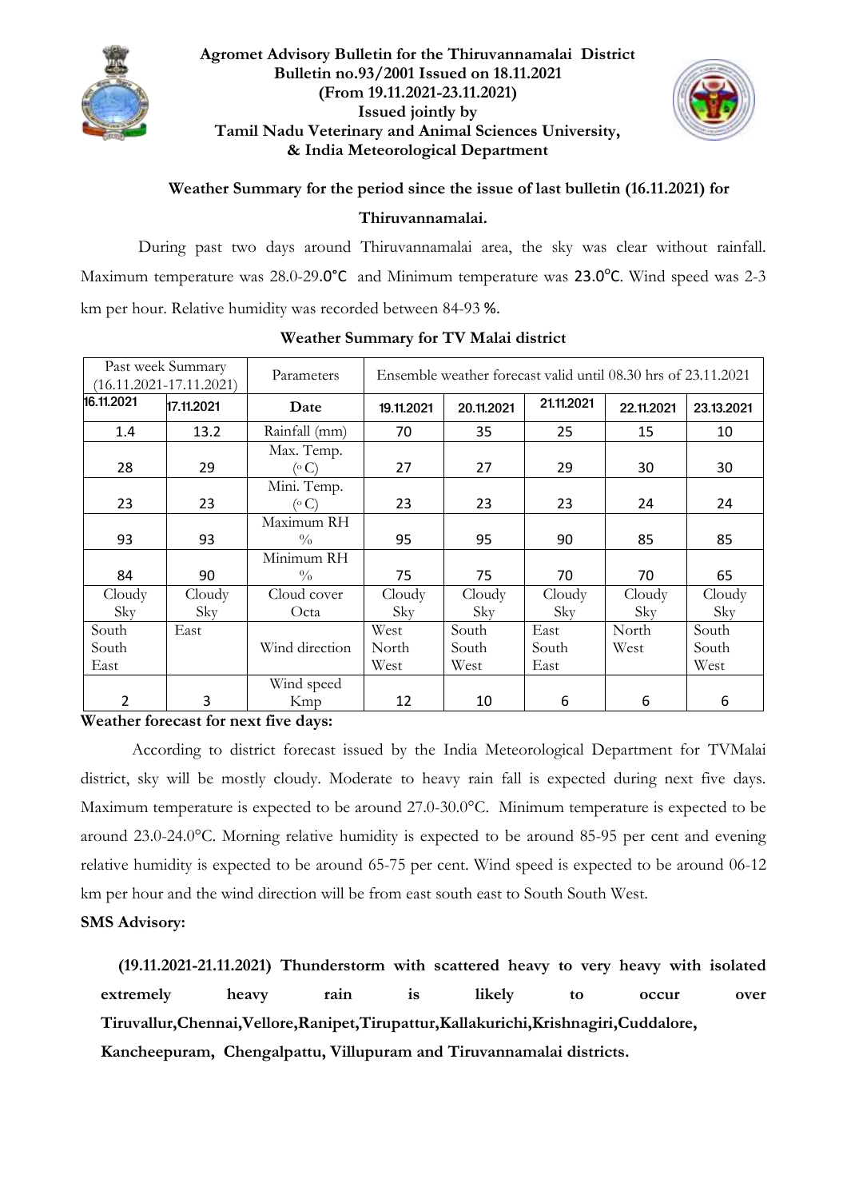**Agromet Advisory Bulletin for the Thiruvannamalai District**
**Bulletin no.93/2001 Issued on 18.11.2021**
**(From 19.11.2021-23.11.2021)**
**Issued jointly by**
**Tamil Nadu Veterinary and Animal Sciences University,**
**& India Meteorological Department**

## Weather Summary for the period since the issue of last bulletin (16.11.2021) for Thiruvannamalai.

During past two days around Thiruvannamalai area, the sky was clear without rainfall. Maximum temperature was 28.0-29.0°C and Minimum temperature was 23.0°C. Wind speed was 2-3 km per hour. Relative humidity was recorded between 84-93 %.

**Weather Summary for TV Malai district**

| Past week Summary (16.11.2021-17.11.2021) | | Parameters | Ensemble weather forecast valid until 08.30 hrs of 23.11.2021 | | | | |
|---|---|---|---|---|---|---|---|
| 16.11.2021 | 17.11.2021 | Date | 19.11.2021 | 20.11.2021 | 21.11.2021 | 22.11.2021 | 23.13.2021 |
| 1.4 | 13.2 | Rainfall (mm) | 70 | 35 | 25 | 15 | 10 |
| 28 | 29 | Max. Temp. (°C) | 27 | 27 | 29 | 30 | 30 |
| 23 | 23 | Mini. Temp. (°C) | 23 | 23 | 23 | 24 | 24 |
| 93 | 93 | Maximum RH % | 95 | 95 | 90 | 85 | 85 |
| 84 | 90 | Minimum RH % | 75 | 75 | 70 | 70 | 65 |
| Cloudy Sky | Cloudy Sky | Cloud cover Octa | Cloudy Sky | Cloudy Sky | Cloudy Sky | Cloudy Sky | Cloudy Sky |
| South South East | East | Wind direction | West North West | South South West | East South East | North West | South South West |
| 2 | 3 | Wind speed Kmp | 12 | 10 | 6 | 6 | 6 |

**Weather forecast for next five days:**

According to district forecast issued by the India Meteorological Department for TVMalai district, sky will be mostly cloudy. Moderate to heavy rain fall is expected during next five days. Maximum temperature is expected to be around 27.0-30.0°C. Minimum temperature is expected to be around 23.0-24.0°C. Morning relative humidity is expected to be around 85-95 per cent and evening relative humidity is expected to be around 65-75 per cent. Wind speed is expected to be around 06-12 km per hour and the wind direction will be from east south east to South South West.

**SMS Advisory:**

**(19.11.2021-21.11.2021) Thunderstorm with scattered heavy to very heavy with isolated extremely heavy rain is likely to occur over Tiruvallur,Chennai,Vellore,Ranipet,Tirupattur,Kallakurichi,Krishnagiri,Cuddalore, Kancheepuram, Chengalpattu, Villupuram and Tiruvannamalai districts.**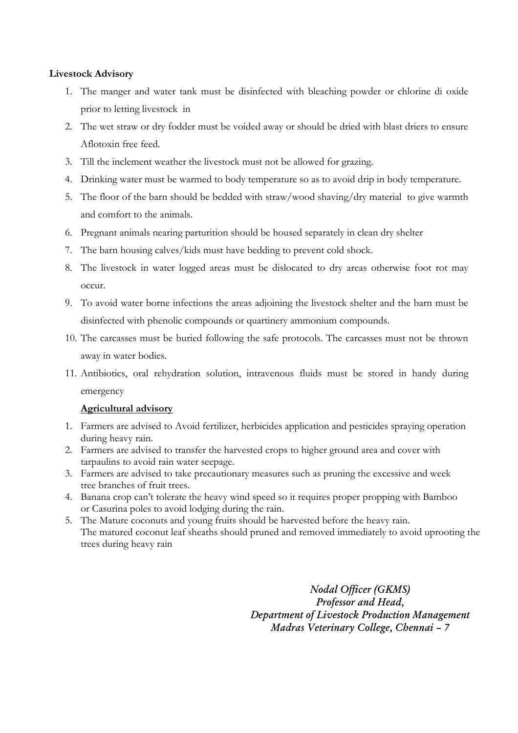**Livestock Advisory**

1. The manger and water tank must be disinfected with bleaching powder or chlorine di oxide prior to letting livestock in
2. The wet straw or dry fodder must be voided away or should be dried with blast driers to ensure Aflotoxin free feed.
3. Till the inclement weather the livestock must not be allowed for grazing.
4. Drinking water must be warmed to body temperature so as to avoid drip in body temperature.
5. The floor of the barn should be bedded with straw/wood shaving/dry material to give warmth and comfort to the animals.
6. Pregnant animals nearing parturition should be housed separately in clean dry shelter
7. The barn housing calves/kids must have bedding to prevent cold shock.
8. The livestock in water logged areas must be dislocated to dry areas otherwise foot rot may occur.
9. To avoid water borne infections the areas adjoining the livestock shelter and the barn must be disinfected with phenolic compounds or quartinery ammonium compounds.
10. The carcasses must be buried following the safe protocols. The carcasses must not be thrown away in water bodies.
11. Antibiotics, oral rehydration solution, intravenous fluids must be stored in handy during emergency

**<u>Agricultural advisory</u>**

1. Farmers are advised to Avoid fertilizer, herbicides application and pesticides spraying operation during heavy rain.
2. Farmers are advised to transfer the harvested crops to higher ground area and cover with tarpaulins to avoid rain water seepage.
3. Farmers are advised to take precautionary measures such as pruning the excessive and week tree branches of fruit trees.
4. Banana crop can't tolerate the heavy wind speed so it requires proper propping with Bamboo or Casurina poles to avoid lodging during the rain.
5. The Mature coconuts and young fruits should be harvested before the heavy rain.
   The matured coconut leaf sheaths should pruned and removed immediately to avoid uprooting the trees during heavy rain

*Nodal Officer (GKMS)*
*Professor and Head,*
*Department of Livestock Production Management*
*Madras Veterinary College, Chennai – 7*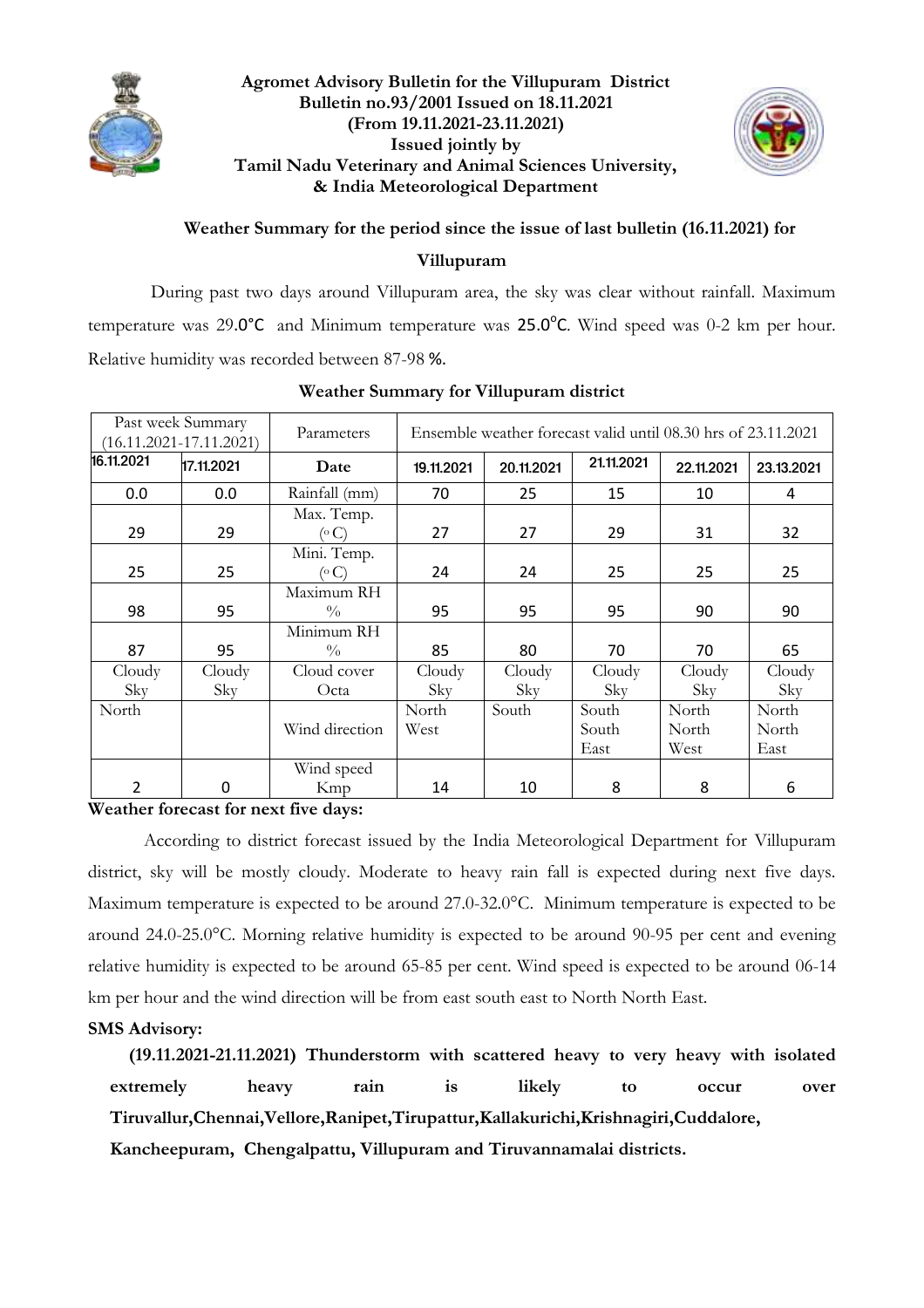**Agromet Advisory Bulletin for the Villupuram District**
**Bulletin no.93/2001 Issued on 18.11.2021**
**(From 19.11.2021-23.11.2021)**
**Issued jointly by**
**Tamil Nadu Veterinary and Animal Sciences University,**
**& India Meteorological Department**

## Weather Summary for the period since the issue of last bulletin (16.11.2021) for Villupuram

During past two days around Villupuram area, the sky was clear without rainfall. Maximum temperature was 29.0°C and Minimum temperature was 25.0°C. Wind speed was 0-2 km per hour. Relative humidity was recorded between 87-98 %.

**Weather Summary for Villupuram district**

| Past week Summary (16.11.2021-17.11.2021) | | Parameters | Ensemble weather forecast valid until 08.30 hrs of 23.11.2021 | | | | |
|---|---|---|---|---|---|---|---|
| 16.11.2021 | 17.11.2021 | Date | 19.11.2021 | 20.11.2021 | 21.11.2021 | 22.11.2021 | 23.13.2021 |
| 0.0 | 0.0 | Rainfall (mm) | 70 | 25 | 15 | 10 | 4 |
| 29 | 29 | Max. Temp. (°C) | 27 | 27 | 29 | 31 | 32 |
| 25 | 25 | Mini. Temp. (°C) | 24 | 24 | 25 | 25 | 25 |
| 98 | 95 | Maximum RH % | 95 | 95 | 95 | 90 | 90 |
| 87 | 95 | Minimum RH % | 85 | 80 | 70 | 70 | 65 |
| Cloudy Sky | Cloudy Sky | Cloud cover Octa | Cloudy Sky | Cloudy Sky | Cloudy Sky | Cloudy Sky | Cloudy Sky |
| North | | Wind direction | North West | South | South South East | North North West | North North East |
| 2 | 0 | Wind speed Kmp | 14 | 10 | 8 | 8 | 6 |

**Weather forecast for next five days:**

According to district forecast issued by the India Meteorological Department for Villupuram district, sky will be mostly cloudy. Moderate to heavy rain fall is expected during next five days. Maximum temperature is expected to be around 27.0-32.0°C. Minimum temperature is expected to be around 24.0-25.0°C. Morning relative humidity is expected to be around 90-95 per cent and evening relative humidity is expected to be around 65-85 per cent. Wind speed is expected to be around 06-14 km per hour and the wind direction will be from east south east to North North East.

**SMS Advisory:**

**(19.11.2021-21.11.2021) Thunderstorm with scattered heavy to very heavy with isolated extremely heavy rain is likely to occur over Tiruvallur,Chennai,Vellore,Ranipet,Tirupattur,Kallakurichi,Krishnagiri,Cuddalore, Kancheepuram, Chengalpattu, Villupuram and Tiruvannamalai districts.**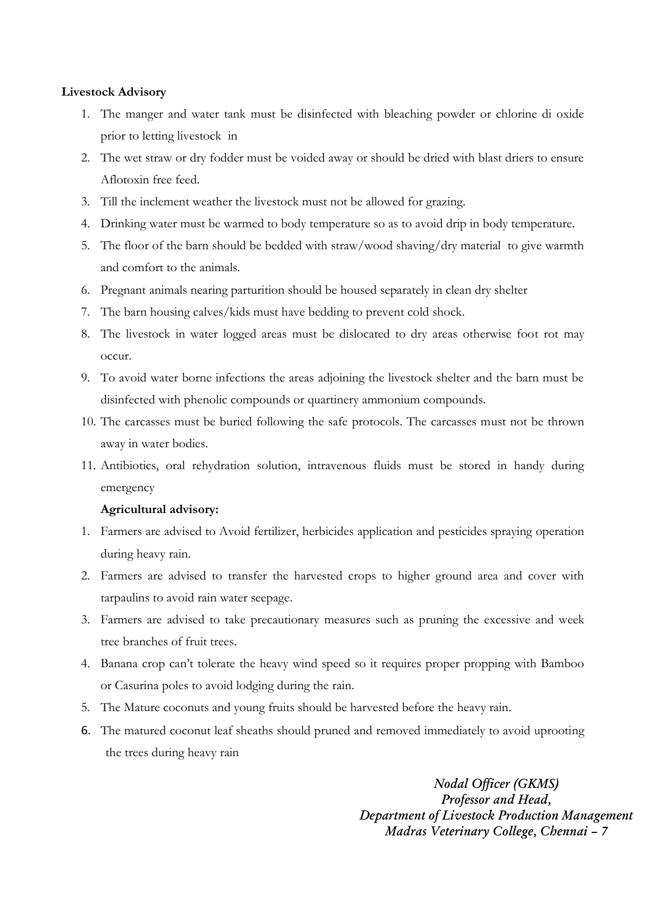**Livestock Advisory**

1. The manger and water tank must be disinfected with bleaching powder or chlorine di oxide prior to letting livestock in
2. The wet straw or dry fodder must be voided away or should be dried with blast driers to ensure Aflotoxin free feed.
3. Till the inclement weather the livestock must not be allowed for grazing.
4. Drinking water must be warmed to body temperature so as to avoid drip in body temperature.
5. The floor of the barn should be bedded with straw/wood shaving/dry material to give warmth and comfort to the animals.
6. Pregnant animals nearing parturition should be housed separately in clean dry shelter
7. The barn housing calves/kids must have bedding to prevent cold shock.
8. The livestock in water logged areas must be dislocated to dry areas otherwise foot rot may occur.
9. To avoid water borne infections the areas adjoining the livestock shelter and the barn must be disinfected with phenolic compounds or quartinery ammonium compounds.
10. The carcasses must be buried following the safe protocols. The carcasses must not be thrown away in water bodies.
11. Antibiotics, oral rehydration solution, intravenous fluids must be stored in handy during emergency

**Agricultural advisory:**

1. Farmers are advised to Avoid fertilizer, herbicides application and pesticides spraying operation during heavy rain.
2. Farmers are advised to transfer the harvested crops to higher ground area and cover with tarpaulins to avoid rain water seepage.
3. Farmers are advised to take precautionary measures such as pruning the excessive and week tree branches of fruit trees.
4. Banana crop can't tolerate the heavy wind speed so it requires proper propping with Bamboo or Casurina poles to avoid lodging during the rain.
5. The Mature coconuts and young fruits should be harvested before the heavy rain.
6. The matured coconut leaf sheaths should pruned and removed immediately to avoid uprooting the trees during heavy rain

*Nodal Officer (GKMS)*
*Professor and Head,*
*Department of Livestock Production Management*
*Madras Veterinary College, Chennai – 7*